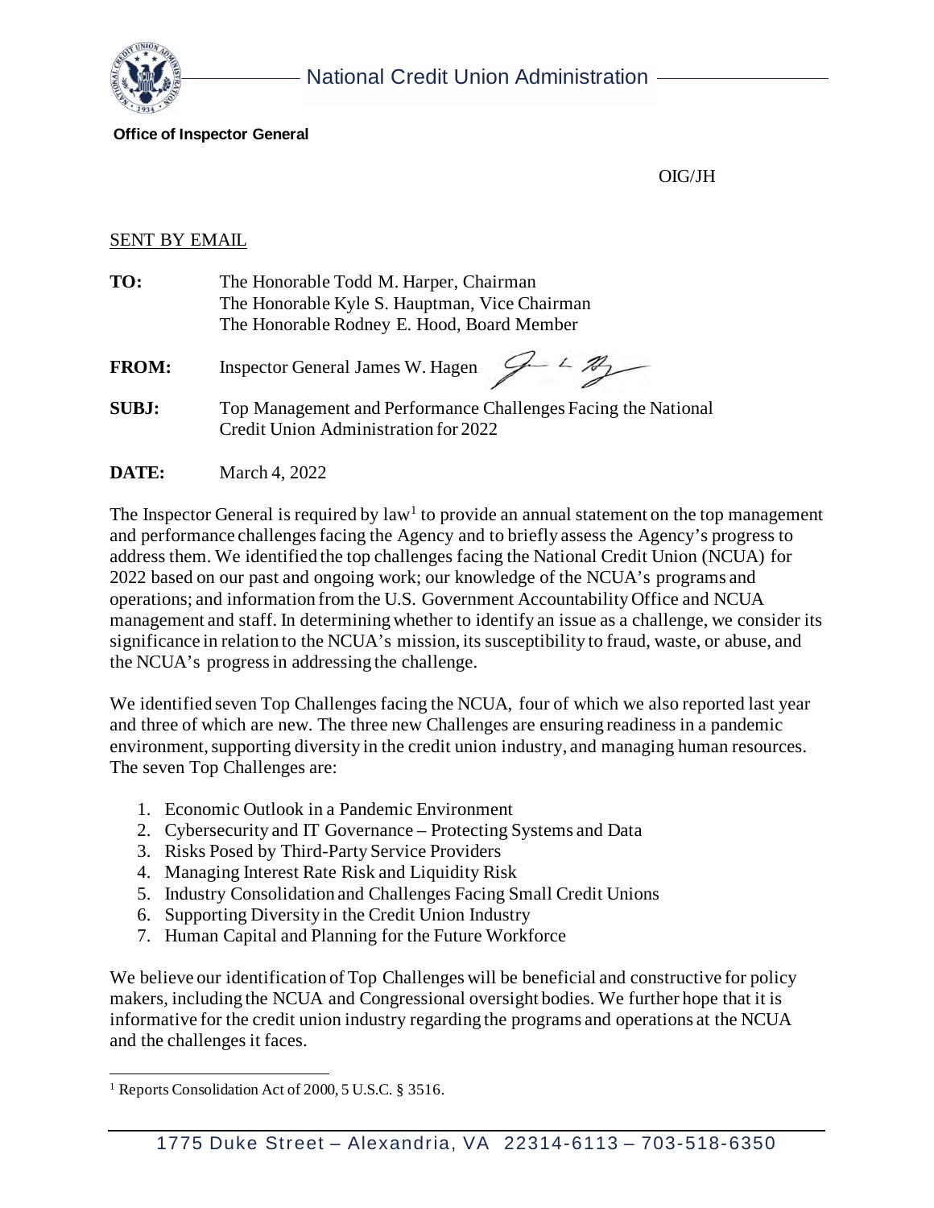National Credit Union Administration

**Office of Inspector General**

OIG/JH

SENT BY EMAIL

**TO:** The Honorable Todd M. Harper, Chairman
The Honorable Kyle S. Hauptman, Vice Chairman
The Honorable Rodney E. Hood, Board Member

**FROM:** Inspector General James W. Hagen

**SUBJ:** Top Management and Performance Challenges Facing the National Credit Union Administration for 2022

**DATE:** March 4, 2022

The Inspector General is required by law[1] to provide an annual statement on the top management and performance challenges facing the Agency and to briefly assess the Agency's progress to address them. We identified the top challenges facing the National Credit Union (NCUA) for 2022 based on our past and ongoing work; our knowledge of the NCUA's programs and operations; and information from the U.S. Government Accountability Office and NCUA management and staff. In determining whether to identify an issue as a challenge, we consider its significance in relation to the NCUA's mission, its susceptibility to fraud, waste, or abuse, and the NCUA's progress in addressing the challenge.

We identified seven Top Challenges facing the NCUA, four of which we also reported last year and three of which are new. The three new Challenges are ensuring readiness in a pandemic environment, supporting diversity in the credit union industry, and managing human resources. The seven Top Challenges are:

1. Economic Outlook in a Pandemic Environment
2. Cybersecurity and IT Governance – Protecting Systems and Data
3. Risks Posed by Third-Party Service Providers
4. Managing Interest Rate Risk and Liquidity Risk
5. Industry Consolidation and Challenges Facing Small Credit Unions
6. Supporting Diversity in the Credit Union Industry
7. Human Capital and Planning for the Future Workforce

We believe our identification of Top Challenges will be beneficial and constructive for policy makers, including the NCUA and Congressional oversight bodies. We further hope that it is informative for the credit union industry regarding the programs and operations at the NCUA and the challenges it faces.

[1] Reports Consolidation Act of 2000, 5 U.S.C. § 3516.

1775 Duke Street – Alexandria, VA 22314-6113 – 703-518-6350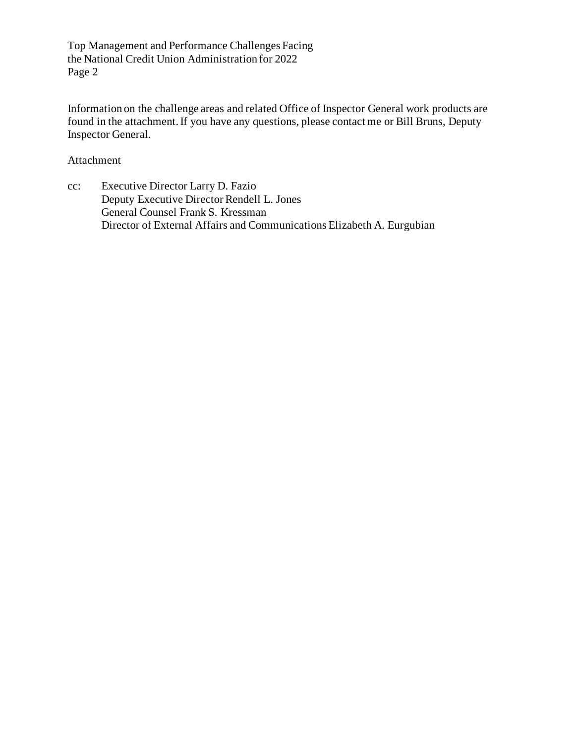Information on the challenge areas and related Office of Inspector General work products are found in the attachment. If you have any questions, please contact me or Bill Bruns, Deputy Inspector General.

Attachment

cc: Executive Director Larry D. Fazio
Deputy Executive Director Rendell L. Jones
General Counsel Frank S. Kressman
Director of External Affairs and Communications Elizabeth A. Eurgubian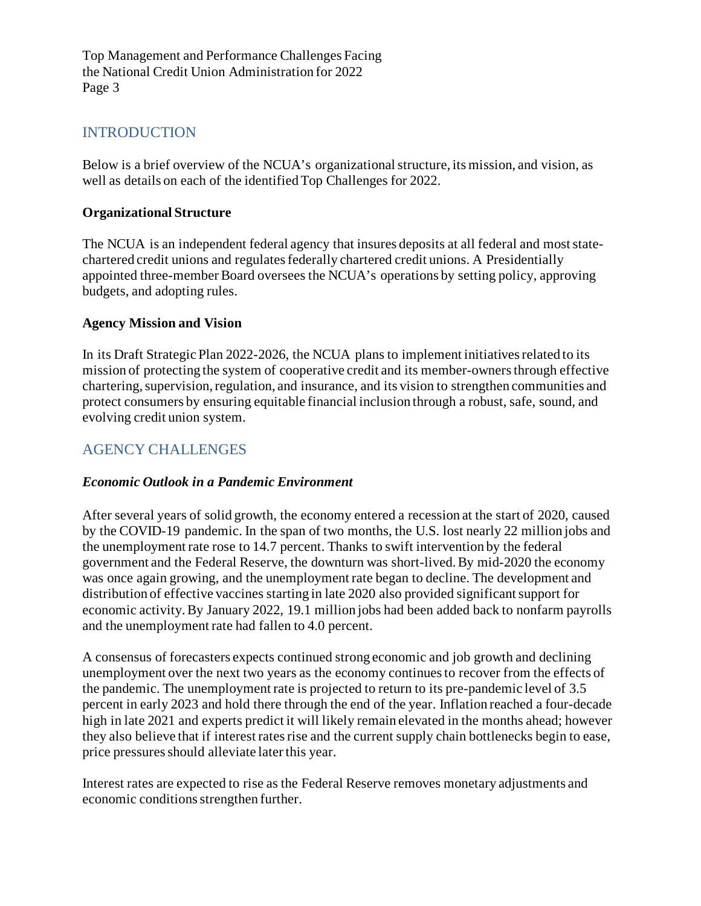## INTRODUCTION

Below is a brief overview of the NCUA's organizational structure, its mission, and vision, as well as details on each of the identified Top Challenges for 2022.

### Organizational Structure

The NCUA is an independent federal agency that insures deposits at all federal and most state-chartered credit unions and regulates federally chartered credit unions. A Presidentially appointed three-member Board oversees the NCUA's operations by setting policy, approving budgets, and adopting rules.

### Agency Mission and Vision

In its Draft Strategic Plan 2022-2026, the NCUA plans to implement initiatives related to its mission of protecting the system of cooperative credit and its member-owners through effective chartering, supervision, regulation, and insurance, and its vision to strengthen communities and protect consumers by ensuring equitable financial inclusion through a robust, safe, sound, and evolving credit union system.

## AGENCY CHALLENGES

### *Economic Outlook in a Pandemic Environment*

After several years of solid growth, the economy entered a recession at the start of 2020, caused by the COVID-19 pandemic. In the span of two months, the U.S. lost nearly 22 million jobs and the unemployment rate rose to 14.7 percent. Thanks to swift intervention by the federal government and the Federal Reserve, the downturn was short-lived. By mid-2020 the economy was once again growing, and the unemployment rate began to decline. The development and distribution of effective vaccines starting in late 2020 also provided significant support for economic activity. By January 2022, 19.1 million jobs had been added back to nonfarm payrolls and the unemployment rate had fallen to 4.0 percent.

A consensus of forecasters expects continued strong economic and job growth and declining unemployment over the next two years as the economy continues to recover from the effects of the pandemic. The unemployment rate is projected to return to its pre-pandemic level of 3.5 percent in early 2023 and hold there through the end of the year. Inflation reached a four-decade high in late 2021 and experts predict it will likely remain elevated in the months ahead; however they also believe that if interest rates rise and the current supply chain bottlenecks begin to ease, price pressures should alleviate later this year.

Interest rates are expected to rise as the Federal Reserve removes monetary adjustments and economic conditions strengthen further.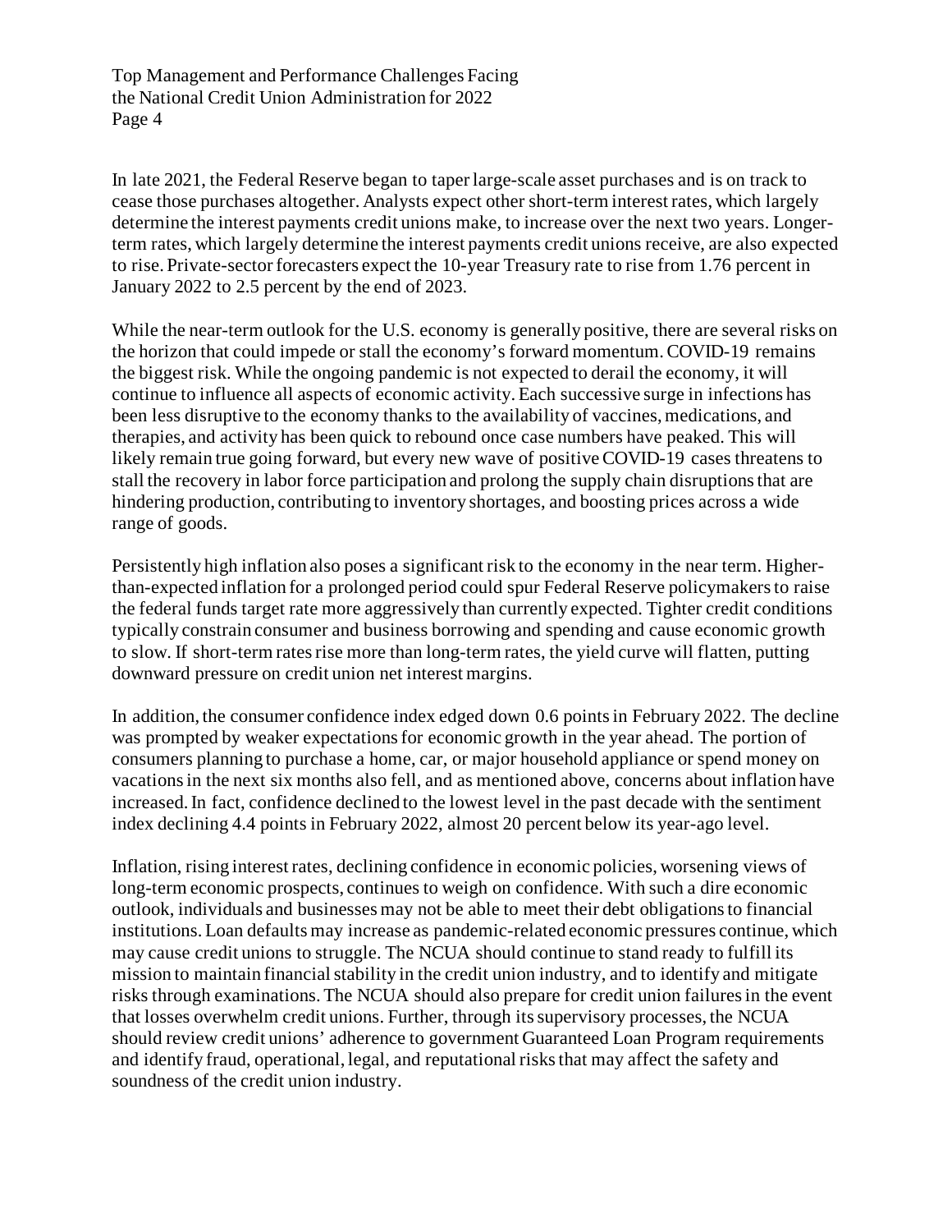In late 2021, the Federal Reserve began to taper large-scale asset purchases and is on track to cease those purchases altogether. Analysts expect other short-term interest rates, which largely determine the interest payments credit unions make, to increase over the next two years. Longer-term rates, which largely determine the interest payments credit unions receive, are also expected to rise. Private-sector forecasters expect the 10-year Treasury rate to rise from 1.76 percent in January 2022 to 2.5 percent by the end of 2023.

While the near-term outlook for the U.S. economy is generally positive, there are several risks on the horizon that could impede or stall the economy's forward momentum. COVID-19 remains the biggest risk. While the ongoing pandemic is not expected to derail the economy, it will continue to influence all aspects of economic activity. Each successive surge in infections has been less disruptive to the economy thanks to the availability of vaccines, medications, and therapies, and activity has been quick to rebound once case numbers have peaked. This will likely remain true going forward, but every new wave of positive COVID-19 cases threatens to stall the recovery in labor force participation and prolong the supply chain disruptions that are hindering production, contributing to inventory shortages, and boosting prices across a wide range of goods.

Persistently high inflation also poses a significant risk to the economy in the near term. Higher-than-expected inflation for a prolonged period could spur Federal Reserve policymakers to raise the federal funds target rate more aggressively than currently expected. Tighter credit conditions typically constrain consumer and business borrowing and spending and cause economic growth to slow. If short-term rates rise more than long-term rates, the yield curve will flatten, putting downward pressure on credit union net interest margins.

In addition, the consumer confidence index edged down 0.6 points in February 2022. The decline was prompted by weaker expectations for economic growth in the year ahead. The portion of consumers planning to purchase a home, car, or major household appliance or spend money on vacations in the next six months also fell, and as mentioned above, concerns about inflation have increased. In fact, confidence declined to the lowest level in the past decade with the sentiment index declining 4.4 points in February 2022, almost 20 percent below its year-ago level.

Inflation, rising interest rates, declining confidence in economic policies, worsening views of long-term economic prospects, continues to weigh on confidence. With such a dire economic outlook, individuals and businesses may not be able to meet their debt obligations to financial institutions. Loan defaults may increase as pandemic-related economic pressures continue, which may cause credit unions to struggle. The NCUA should continue to stand ready to fulfill its mission to maintain financial stability in the credit union industry, and to identify and mitigate risks through examinations. The NCUA should also prepare for credit union failures in the event that losses overwhelm credit unions. Further, through its supervisory processes, the NCUA should review credit unions' adherence to government Guaranteed Loan Program requirements and identify fraud, operational, legal, and reputational risks that may affect the safety and soundness of the credit union industry.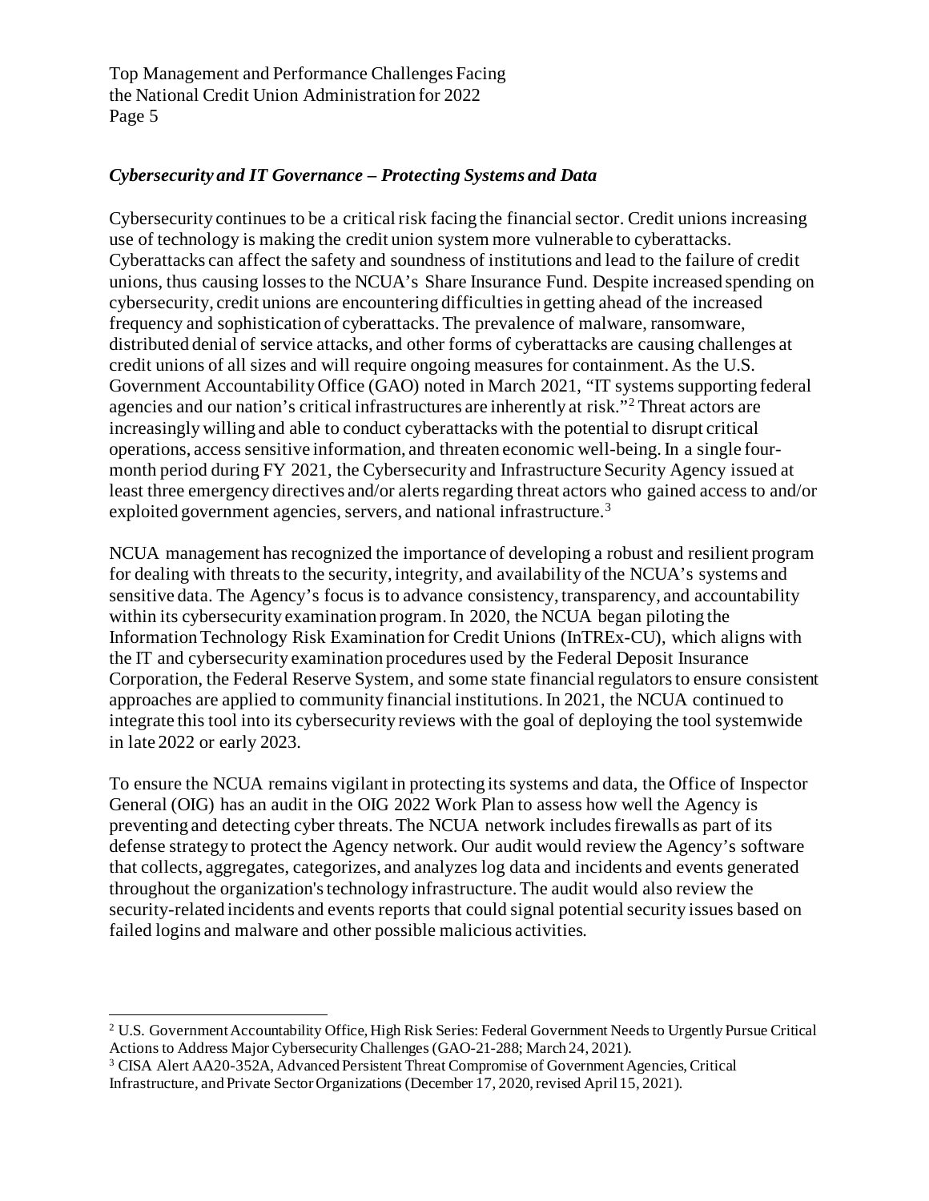### *Cybersecurity and IT Governance – Protecting Systems and Data*

Cybersecurity continues to be a critical risk facing the financial sector. Credit unions increasing use of technology is making the credit union system more vulnerable to cyberattacks. Cyberattacks can affect the safety and soundness of institutions and lead to the failure of credit unions, thus causing losses to the NCUA's Share Insurance Fund. Despite increased spending on cybersecurity, credit unions are encountering difficulties in getting ahead of the increased frequency and sophistication of cyberattacks. The prevalence of malware, ransomware, distributed denial of service attacks, and other forms of cyberattacks are causing challenges at credit unions of all sizes and will require ongoing measures for containment. As the U.S. Government Accountability Office (GAO) noted in March 2021, "IT systems supporting federal agencies and our nation's critical infrastructures are inherently at risk."[2] Threat actors are increasingly willing and able to conduct cyberattacks with the potential to disrupt critical operations, access sensitive information, and threaten economic well-being. In a single four-month period during FY 2021, the Cybersecurity and Infrastructure Security Agency issued at least three emergency directives and/or alerts regarding threat actors who gained access to and/or exploited government agencies, servers, and national infrastructure.[3]

NCUA management has recognized the importance of developing a robust and resilient program for dealing with threats to the security, integrity, and availability of the NCUA's systems and sensitive data. The Agency's focus is to advance consistency, transparency, and accountability within its cybersecurity examination program. In 2020, the NCUA began piloting the Information Technology Risk Examination for Credit Unions (InTREx-CU), which aligns with the IT and cybersecurity examination procedures used by the Federal Deposit Insurance Corporation, the Federal Reserve System, and some state financial regulators to ensure consistent approaches are applied to community financial institutions. In 2021, the NCUA continued to integrate this tool into its cybersecurity reviews with the goal of deploying the tool systemwide in late 2022 or early 2023.

To ensure the NCUA remains vigilant in protecting its systems and data, the Office of Inspector General (OIG) has an audit in the OIG 2022 Work Plan to assess how well the Agency is preventing and detecting cyber threats. The NCUA network includes firewalls as part of its defense strategy to protect the Agency network. Our audit would review the Agency's software that collects, aggregates, categorizes, and analyzes log data and incidents and events generated throughout the organization's technology infrastructure. The audit would also review the security-related incidents and events reports that could signal potential security issues based on failed logins and malware and other possible malicious activities.

---

[2] U.S. Government Accountability Office, High Risk Series: Federal Government Needs to Urgently Pursue Critical Actions to Address Major Cybersecurity Challenges (GAO-21-288; March 24, 2021).

[3] CISA Alert AA20-352A, Advanced Persistent Threat Compromise of Government Agencies, Critical Infrastructure, and Private Sector Organizations (December 17, 2020, revised April 15, 2021).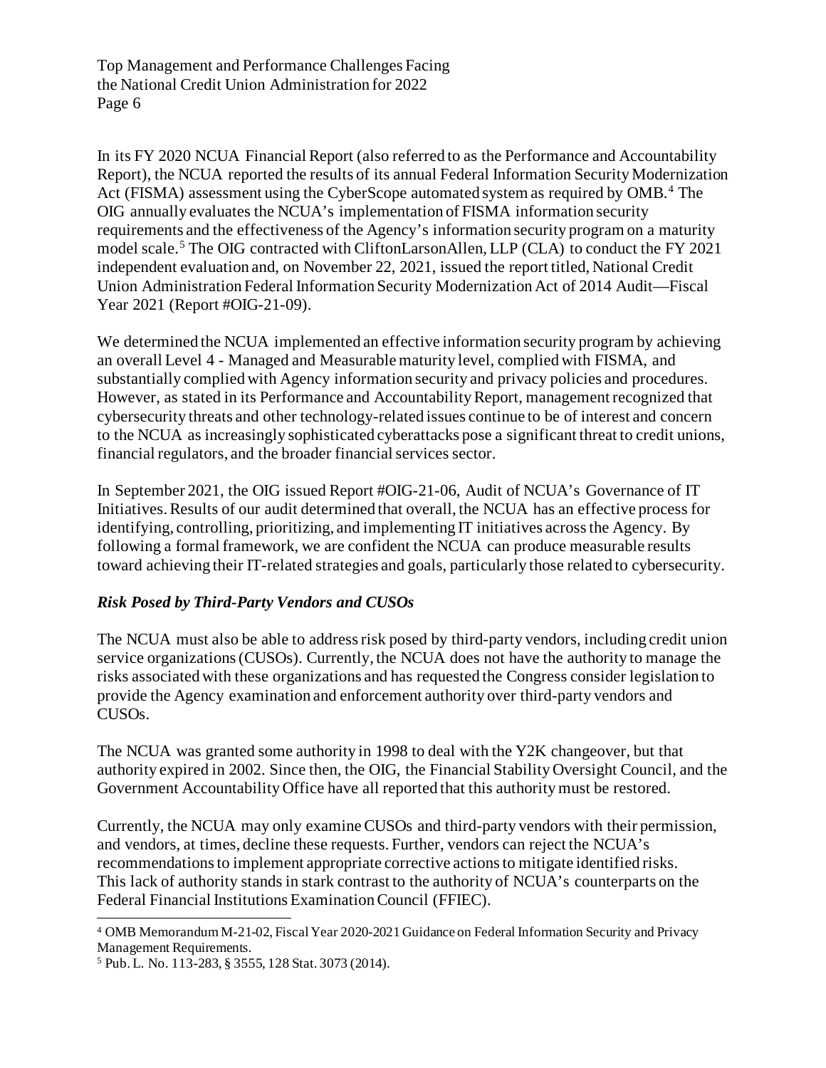In its FY 2020 NCUA Financial Report (also referred to as the Performance and Accountability Report), the NCUA reported the results of its annual Federal Information Security Modernization Act (FISMA) assessment using the CyberScope automated system as required by OMB.[4] The OIG annually evaluates the NCUA's implementation of FISMA information security requirements and the effectiveness of the Agency's information security program on a maturity model scale.[5] The OIG contracted with CliftonLarsonAllen, LLP (CLA) to conduct the FY 2021 independent evaluation and, on November 22, 2021, issued the report titled, National Credit Union Administration Federal Information Security Modernization Act of 2014 Audit—Fiscal Year 2021 (Report #OIG-21-09).

We determined the NCUA implemented an effective information security program by achieving an overall Level 4 - Managed and Measurable maturity level, complied with FISMA, and substantially complied with Agency information security and privacy policies and procedures. However, as stated in its Performance and Accountability Report, management recognized that cybersecurity threats and other technology-related issues continue to be of interest and concern to the NCUA as increasingly sophisticated cyberattacks pose a significant threat to credit unions, financial regulators, and the broader financial services sector.

In September 2021, the OIG issued Report #OIG-21-06, Audit of NCUA's Governance of IT Initiatives. Results of our audit determined that overall, the NCUA has an effective process for identifying, controlling, prioritizing, and implementing IT initiatives across the Agency. By following a formal framework, we are confident the NCUA can produce measurable results toward achieving their IT-related strategies and goals, particularly those related to cybersecurity.

### *Risk Posed by Third-Party Vendors and CUSOs*

The NCUA must also be able to address risk posed by third-party vendors, including credit union service organizations (CUSOs). Currently, the NCUA does not have the authority to manage the risks associated with these organizations and has requested the Congress consider legislation to provide the Agency examination and enforcement authority over third-party vendors and CUSOs.

The NCUA was granted some authority in 1998 to deal with the Y2K changeover, but that authority expired in 2002. Since then, the OIG, the Financial Stability Oversight Council, and the Government Accountability Office have all reported that this authority must be restored.

Currently, the NCUA may only examine CUSOs and third-party vendors with their permission, and vendors, at times, decline these requests. Further, vendors can reject the NCUA's recommendations to implement appropriate corrective actions to mitigate identified risks. This lack of authority stands in stark contrast to the authority of NCUA's counterparts on the Federal Financial Institutions Examination Council (FFIEC).

---

[4] OMB Memorandum M-21-02, Fiscal Year 2020-2021 Guidance on Federal Information Security and Privacy Management Requirements.

[5] Pub. L. No. 113-283, § 3555, 128 Stat. 3073 (2014).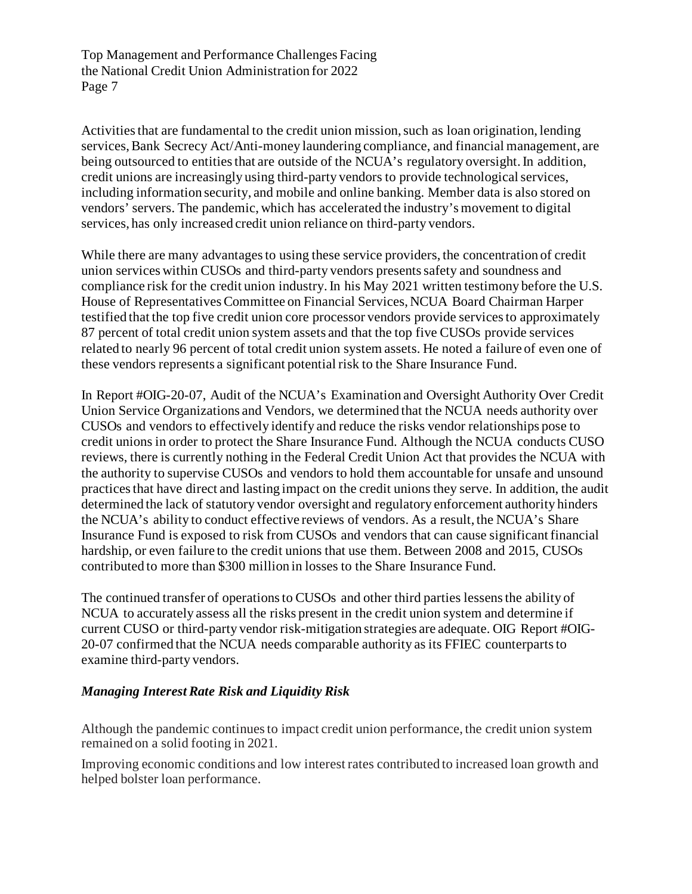Activities that are fundamental to the credit union mission, such as loan origination, lending services, Bank Secrecy Act/Anti-money laundering compliance, and financial management, are being outsourced to entities that are outside of the NCUA's regulatory oversight. In addition, credit unions are increasingly using third-party vendors to provide technological services, including information security, and mobile and online banking. Member data is also stored on vendors' servers. The pandemic, which has accelerated the industry's movement to digital services, has only increased credit union reliance on third-party vendors.

While there are many advantages to using these service providers, the concentration of credit union services within CUSOs and third-party vendors presents safety and soundness and compliance risk for the credit union industry. In his May 2021 written testimony before the U.S. House of Representatives Committee on Financial Services, NCUA Board Chairman Harper testified that the top five credit union core processor vendors provide services to approximately 87 percent of total credit union system assets and that the top five CUSOs provide services related to nearly 96 percent of total credit union system assets. He noted a failure of even one of these vendors represents a significant potential risk to the Share Insurance Fund.

In Report #OIG-20-07, Audit of the NCUA's Examination and Oversight Authority Over Credit Union Service Organizations and Vendors, we determined that the NCUA needs authority over CUSOs and vendors to effectively identify and reduce the risks vendor relationships pose to credit unions in order to protect the Share Insurance Fund. Although the NCUA conducts CUSO reviews, there is currently nothing in the Federal Credit Union Act that provides the NCUA with the authority to supervise CUSOs and vendors to hold them accountable for unsafe and unsound practices that have direct and lasting impact on the credit unions they serve. In addition, the audit determined the lack of statutory vendor oversight and regulatory enforcement authority hinders the NCUA's ability to conduct effective reviews of vendors. As a result, the NCUA's Share Insurance Fund is exposed to risk from CUSOs and vendors that can cause significant financial hardship, or even failure to the credit unions that use them. Between 2008 and 2015, CUSOs contributed to more than $300 million in losses to the Share Insurance Fund.

The continued transfer of operations to CUSOs and other third parties lessens the ability of NCUA to accurately assess all the risks present in the credit union system and determine if current CUSO or third-party vendor risk-mitigation strategies are adequate. OIG Report #OIG-20-07 confirmed that the NCUA needs comparable authority as its FFIEC counterparts to examine third-party vendors.

### *Managing Interest Rate Risk and Liquidity Risk*

Although the pandemic continues to impact credit union performance, the credit union system remained on a solid footing in 2021.

Improving economic conditions and low interest rates contributed to increased loan growth and helped bolster loan performance.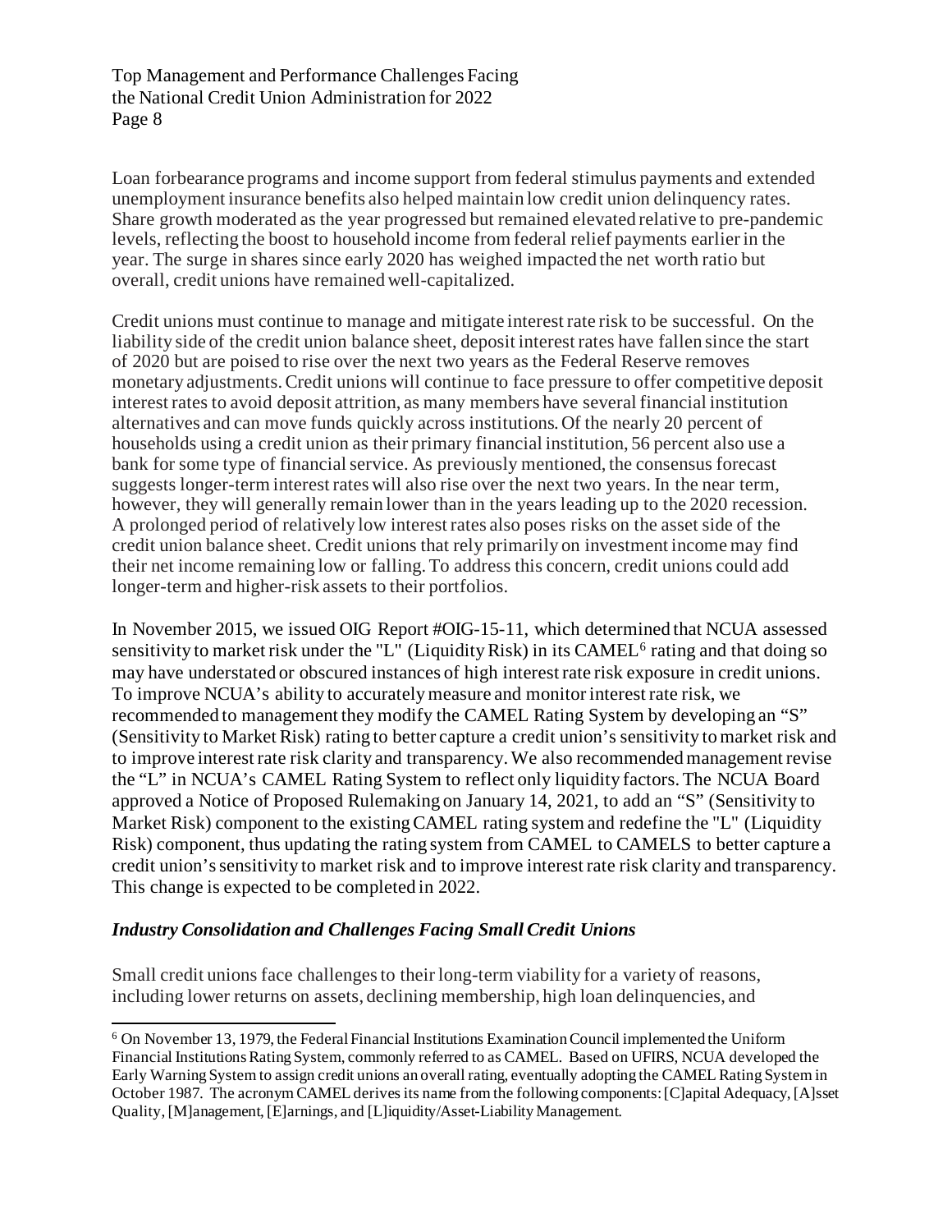Loan forbearance programs and income support from federal stimulus payments and extended unemployment insurance benefits also helped maintain low credit union delinquency rates. Share growth moderated as the year progressed but remained elevated relative to pre-pandemic levels, reflecting the boost to household income from federal relief payments earlier in the year. The surge in shares since early 2020 has weighed impacted the net worth ratio but overall, credit unions have remained well-capitalized.

Credit unions must continue to manage and mitigate interest rate risk to be successful. On the liability side of the credit union balance sheet, deposit interest rates have fallen since the start of 2020 but are poised to rise over the next two years as the Federal Reserve removes monetary adjustments. Credit unions will continue to face pressure to offer competitive deposit interest rates to avoid deposit attrition, as many members have several financial institution alternatives and can move funds quickly across institutions. Of the nearly 20 percent of households using a credit union as their primary financial institution, 56 percent also use a bank for some type of financial service. As previously mentioned, the consensus forecast suggests longer-term interest rates will also rise over the next two years. In the near term, however, they will generally remain lower than in the years leading up to the 2020 recession. A prolonged period of relatively low interest rates also poses risks on the asset side of the credit union balance sheet. Credit unions that rely primarily on investment income may find their net income remaining low or falling. To address this concern, credit unions could add longer-term and higher-risk assets to their portfolios.

In November 2015, we issued OIG Report #OIG-15-11, which determined that NCUA assessed sensitivity to market risk under the "L" (Liquidity Risk) in its CAMEL[6] rating and that doing so may have understated or obscured instances of high interest rate risk exposure in credit unions. To improve NCUA's ability to accurately measure and monitor interest rate risk, we recommended to management they modify the CAMEL Rating System by developing an "S" (Sensitivity to Market Risk) rating to better capture a credit union's sensitivity to market risk and to improve interest rate risk clarity and transparency. We also recommended management revise the "L" in NCUA's CAMEL Rating System to reflect only liquidity factors. The NCUA Board approved a Notice of Proposed Rulemaking on January 14, 2021, to add an "S" (Sensitivity to Market Risk) component to the existing CAMEL rating system and redefine the "L" (Liquidity Risk) component, thus updating the rating system from CAMEL to CAMELS to better capture a credit union's sensitivity to market risk and to improve interest rate risk clarity and transparency. This change is expected to be completed in 2022.

### *Industry Consolidation and Challenges Facing Small Credit Unions*

Small credit unions face challenges to their long-term viability for a variety of reasons, including lower returns on assets, declining membership, high loan delinquencies, and

---

[6] On November 13, 1979, the Federal Financial Institutions Examination Council implemented the Uniform Financial Institutions Rating System, commonly referred to as CAMEL. Based on UFIRS, NCUA developed the Early Warning System to assign credit unions an overall rating, eventually adopting the CAMEL Rating System in October 1987. The acronym CAMEL derives its name from the following components: [C]apital Adequacy, [A]sset Quality, [M]anagement, [E]arnings, and [L]iquidity/Asset-Liability Management.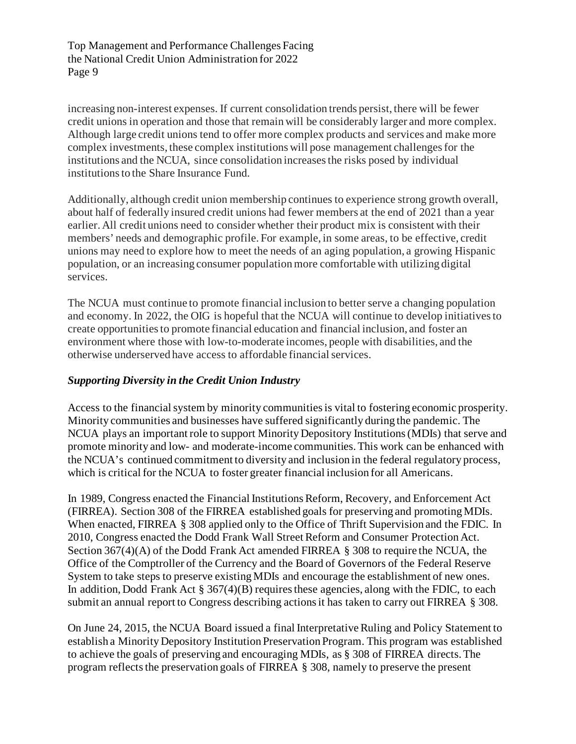increasing non-interest expenses. If current consolidation trends persist, there will be fewer credit unions in operation and those that remain will be considerably larger and more complex. Although large credit unions tend to offer more complex products and services and make more complex investments, these complex institutions will pose management challenges for the institutions and the NCUA, since consolidation increases the risks posed by individual institutions to the Share Insurance Fund.

Additionally, although credit union membership continues to experience strong growth overall, about half of federally insured credit unions had fewer members at the end of 2021 than a year earlier. All credit unions need to consider whether their product mix is consistent with their members' needs and demographic profile. For example, in some areas, to be effective, credit unions may need to explore how to meet the needs of an aging population, a growing Hispanic population, or an increasing consumer population more comfortable with utilizing digital services.

The NCUA must continue to promote financial inclusion to better serve a changing population and economy. In 2022, the OIG is hopeful that the NCUA will continue to develop initiatives to create opportunities to promote financial education and financial inclusion, and foster an environment where those with low-to-moderate incomes, people with disabilities, and the otherwise underserved have access to affordable financial services.

***Supporting Diversity in the Credit Union Industry***

Access to the financial system by minority communities is vital to fostering economic prosperity. Minority communities and businesses have suffered significantly during the pandemic. The NCUA plays an important role to support Minority Depository Institutions (MDIs) that serve and promote minority and low- and moderate-income communities. This work can be enhanced with the NCUA's continued commitment to diversity and inclusion in the federal regulatory process, which is critical for the NCUA to foster greater financial inclusion for all Americans.

In 1989, Congress enacted the Financial Institutions Reform, Recovery, and Enforcement Act (FIRREA). Section 308 of the FIRREA established goals for preserving and promoting MDIs. When enacted, FIRREA § 308 applied only to the Office of Thrift Supervision and the FDIC. In 2010, Congress enacted the Dodd Frank Wall Street Reform and Consumer Protection Act. Section 367(4)(A) of the Dodd Frank Act amended FIRREA § 308 to require the NCUA, the Office of the Comptroller of the Currency and the Board of Governors of the Federal Reserve System to take steps to preserve existing MDIs and encourage the establishment of new ones. In addition, Dodd Frank Act § 367(4)(B) requires these agencies, along with the FDIC, to each submit an annual report to Congress describing actions it has taken to carry out FIRREA § 308.

On June 24, 2015, the NCUA Board issued a final Interpretative Ruling and Policy Statement to establish a Minority Depository Institution Preservation Program. This program was established to achieve the goals of preserving and encouraging MDIs, as § 308 of FIRREA directs. The program reflects the preservation goals of FIRREA § 308, namely to preserve the present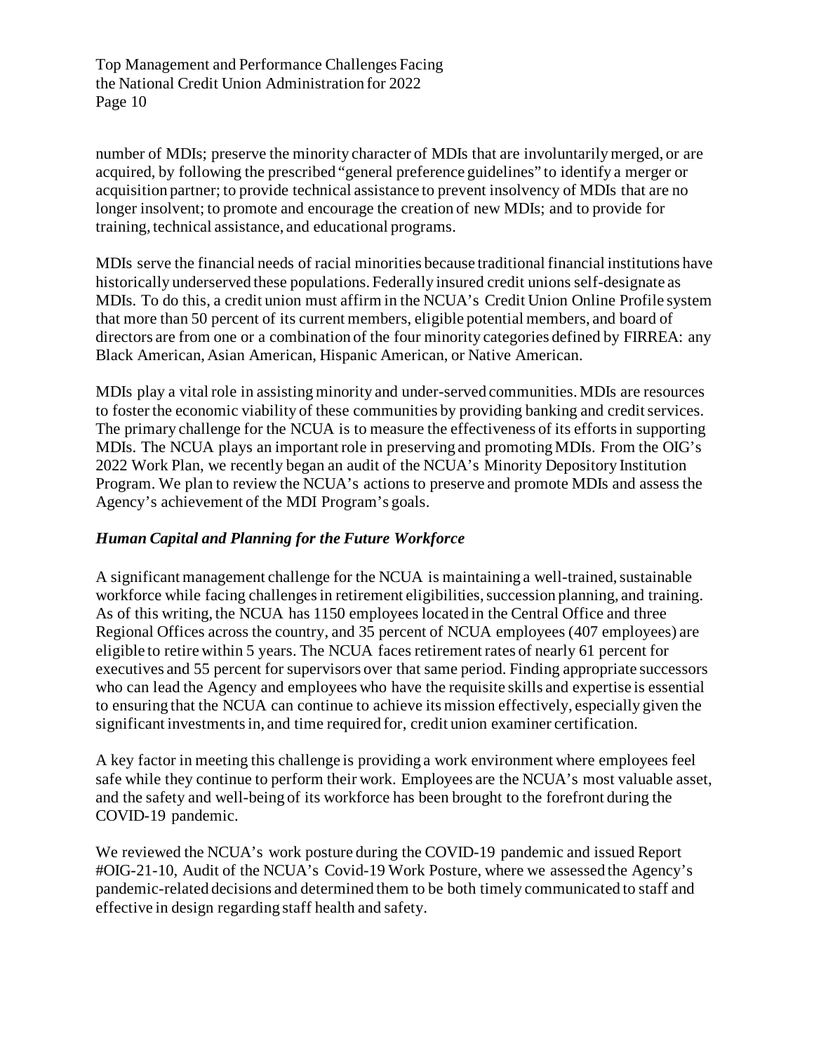number of MDIs; preserve the minority character of MDIs that are involuntarily merged, or are acquired, by following the prescribed "general preference guidelines" to identify a merger or acquisition partner; to provide technical assistance to prevent insolvency of MDIs that are no longer insolvent; to promote and encourage the creation of new MDIs; and to provide for training, technical assistance, and educational programs.

MDIs serve the financial needs of racial minorities because traditional financial institutions have historically underserved these populations. Federally insured credit unions self-designate as MDIs. To do this, a credit union must affirm in the NCUA's Credit Union Online Profile system that more than 50 percent of its current members, eligible potential members, and board of directors are from one or a combination of the four minority categories defined by FIRREA: any Black American, Asian American, Hispanic American, or Native American.

MDIs play a vital role in assisting minority and under-served communities. MDIs are resources to foster the economic viability of these communities by providing banking and credit services. The primary challenge for the NCUA is to measure the effectiveness of its efforts in supporting MDIs. The NCUA plays an important role in preserving and promoting MDIs. From the OIG's 2022 Work Plan, we recently began an audit of the NCUA's Minority Depository Institution Program. We plan to review the NCUA's actions to preserve and promote MDIs and assess the Agency's achievement of the MDI Program's goals.

### *Human Capital and Planning for the Future Workforce*

A significant management challenge for the NCUA is maintaining a well-trained, sustainable workforce while facing challenges in retirement eligibilities, succession planning, and training. As of this writing, the NCUA has 1150 employees located in the Central Office and three Regional Offices across the country, and 35 percent of NCUA employees (407 employees) are eligible to retire within 5 years. The NCUA faces retirement rates of nearly 61 percent for executives and 55 percent for supervisors over that same period. Finding appropriate successors who can lead the Agency and employees who have the requisite skills and expertise is essential to ensuring that the NCUA can continue to achieve its mission effectively, especially given the significant investments in, and time required for, credit union examiner certification.

A key factor in meeting this challenge is providing a work environment where employees feel safe while they continue to perform their work. Employees are the NCUA's most valuable asset, and the safety and well-being of its workforce has been brought to the forefront during the COVID-19 pandemic.

We reviewed the NCUA's work posture during the COVID-19 pandemic and issued Report #OIG-21-10, Audit of the NCUA's Covid-19 Work Posture, where we assessed the Agency's pandemic-related decisions and determined them to be both timely communicated to staff and effective in design regarding staff health and safety.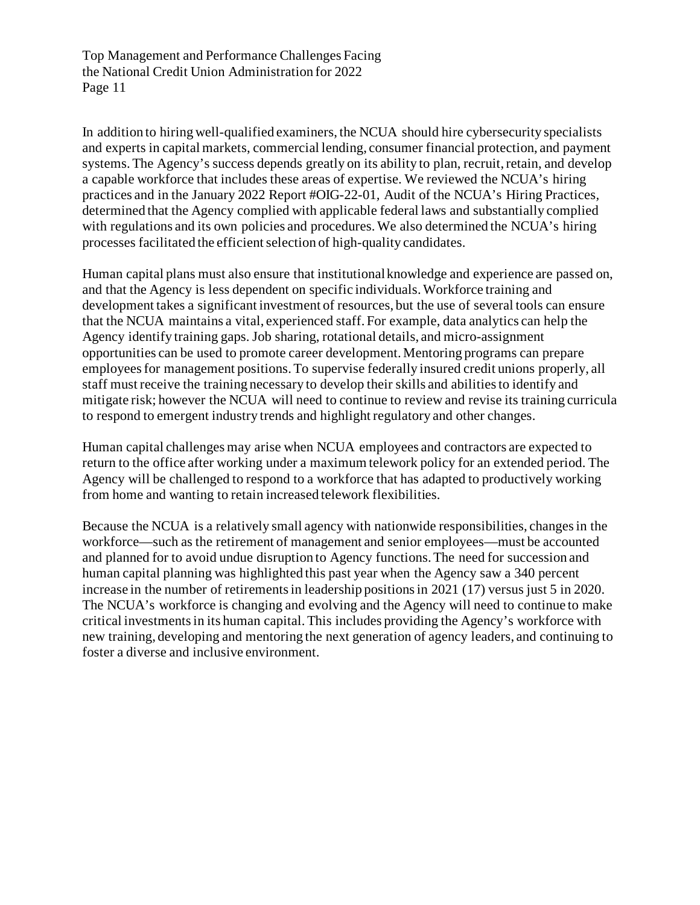In addition to hiring well-qualified examiners, the NCUA should hire cybersecurity specialists and experts in capital markets, commercial lending, consumer financial protection, and payment systems. The Agency's success depends greatly on its ability to plan, recruit, retain, and develop a capable workforce that includes these areas of expertise. We reviewed the NCUA's hiring practices and in the January 2022 Report #OIG-22-01, Audit of the NCUA's Hiring Practices, determined that the Agency complied with applicable federal laws and substantially complied with regulations and its own policies and procedures. We also determined the NCUA's hiring processes facilitated the efficient selection of high-quality candidates.

Human capital plans must also ensure that institutional knowledge and experience are passed on, and that the Agency is less dependent on specific individuals. Workforce training and development takes a significant investment of resources, but the use of several tools can ensure that the NCUA maintains a vital, experienced staff. For example, data analytics can help the Agency identify training gaps. Job sharing, rotational details, and micro-assignment opportunities can be used to promote career development. Mentoring programs can prepare employees for management positions. To supervise federally insured credit unions properly, all staff must receive the training necessary to develop their skills and abilities to identify and mitigate risk; however the NCUA will need to continue to review and revise its training curricula to respond to emergent industry trends and highlight regulatory and other changes.

Human capital challenges may arise when NCUA employees and contractors are expected to return to the office after working under a maximum telework policy for an extended period. The Agency will be challenged to respond to a workforce that has adapted to productively working from home and wanting to retain increased telework flexibilities.

Because the NCUA is a relatively small agency with nationwide responsibilities, changes in the workforce—such as the retirement of management and senior employees—must be accounted and planned for to avoid undue disruption to Agency functions. The need for succession and human capital planning was highlighted this past year when the Agency saw a 340 percent increase in the number of retirements in leadership positions in 2021 (17) versus just 5 in 2020. The NCUA's workforce is changing and evolving and the Agency will need to continue to make critical investments in its human capital. This includes providing the Agency's workforce with new training, developing and mentoring the next generation of agency leaders, and continuing to foster a diverse and inclusive environment.